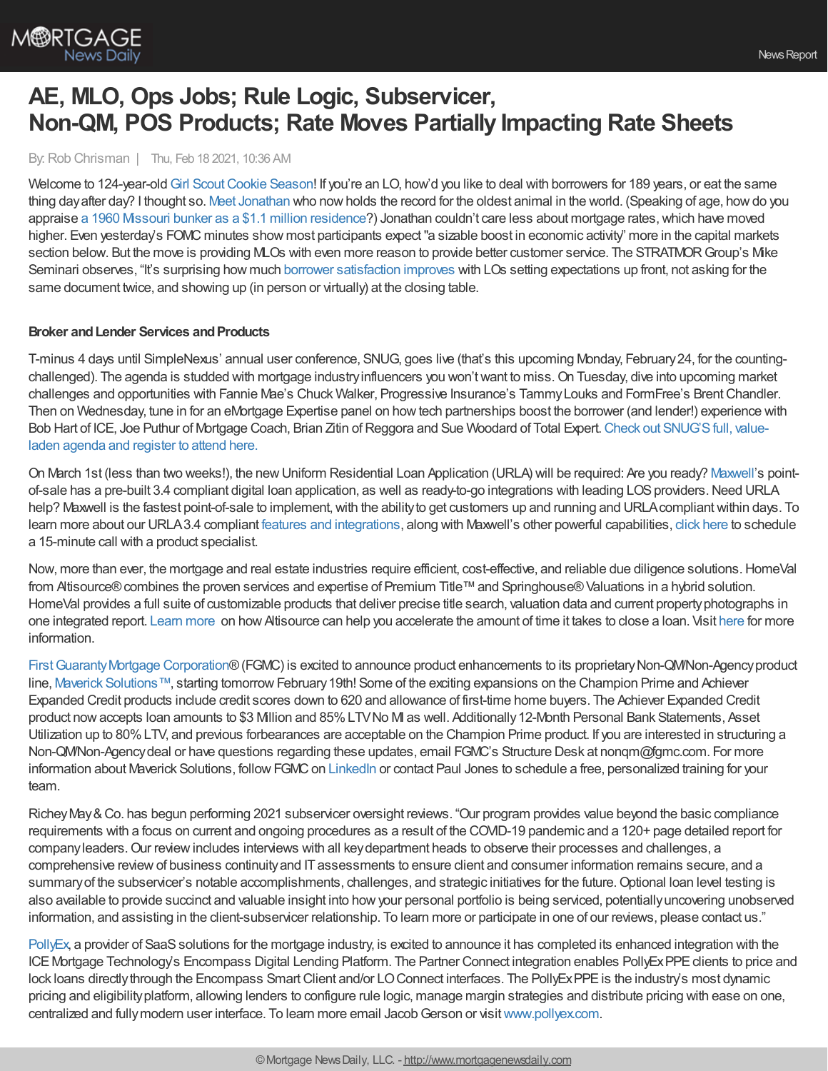# AE, MLO, Ops Jobs; Rule Logic, Subservicer, Non-QM, POS Products; Rate Moves Partially Impacting Rate Sheets

By: Rob Chrisman | Thu, Feb 18 2021, 10:36 AM

Welcome to 124-year-old Girl Scout Cookie Season! If you're an LO, how'd you like to deal with borrowers for 189 years, or eat the same thing day after day? I thought so. Meet Jonathan who now holds the record for the oldest animal in the world. (Speaking of age, how do you appraise a 1960 Missouri bunker as a $1.1 million residence?) Jonathan couldn't care less about mortgage rates, which have moved higher. Even yesterday's FOMC minutes show most participants expect "a sizable boost in economic activity" more in the capital markets section below. But the move is providing MLOs with even more reason to provide better customer service. The STRATMOR Group's Mike Seminari observes, "It's surprising how much borrower satisfaction improves with LOs setting expectations up front, not asking for the same document twice, and showing up (in person or virtually) at the closing table.

**Broker and Lender Services and Products**

T-minus 4 days until SimpleNexus' annual user conference, SNUG, goes live (that's this upcoming Monday, February 24, for the counting-challenged). The agenda is studded with mortgage industry influencers you won't want to miss. On Tuesday, dive into upcoming market challenges and opportunities with Fannie Mae's Chuck Walker, Progressive Insurance's Tammy Louks and FormFree's Brent Chandler. Then on Wednesday, tune in for an eMortgage Expertise panel on how tech partnerships boost the borrower (and lender!) experience with Bob Hart of ICE, Joe Puthur of Mortgage Coach, Brian Zitin of Reggora and Sue Woodard of Total Expert. Check out SNUG'S full, value-laden agenda and register to attend here.

On March 1st (less than two weeks!), the new Uniform Residential Loan Application (URLA) will be required: Are you ready? Maxwell's point-of-sale has a pre-built 3.4 compliant digital loan application, as well as ready-to-go integrations with leading LOS providers. Need URLA help? Maxwell is the fastest point-of-sale to implement, with the ability to get customers up and running and URLA compliant within days. To learn more about our URLA 3.4 compliant features and integrations, along with Maxwell's other powerful capabilities, click here to schedule a 15-minute call with a product specialist.

Now, more than ever, the mortgage and real estate industries require efficient, cost-effective, and reliable due diligence solutions. HomeVal from Altisource® combines the proven services and expertise of Premium Title™ and Springhouse® Valuations in a hybrid solution. HomeVal provides a full suite of customizable products that deliver precise title search, valuation data and current property photographs in one integrated report. Learn more on how Altisource can help you accelerate the amount of time it takes to close a loan. Visit here for more information.

First Guaranty Mortgage Corporation® (FGMC) is excited to announce product enhancements to its proprietary Non-QM/Non-Agency product line, Maverick Solutions™, starting tomorrow February 19th! Some of the exciting expansions on the Champion Prime and Achiever Expanded Credit products include credit scores down to 620 and allowance of first-time home buyers. The Achiever Expanded Credit product now accepts loan amounts to $3 Million and 85% LTV No MI as well. Additionally 12-Month Personal Bank Statements, Asset Utilization up to 80% LTV, and previous forbearances are acceptable on the Champion Prime product. If you are interested in structuring a Non-QM/Non-Agency deal or have questions regarding these updates, email FGMC's Structure Desk at nonqm@fgmc.com. For more information about Maverick Solutions, follow FGMC on LinkedIn or contact Paul Jones to schedule a free, personalized training for your team.

Richey May & Co. has begun performing 2021 subservicer oversight reviews. "Our program provides value beyond the basic compliance requirements with a focus on current and ongoing procedures as a result of the COVID-19 pandemic and a 120+ page detailed report for company leaders. Our review includes interviews with all key department heads to observe their processes and challenges, a comprehensive review of business continuity and IT assessments to ensure client and consumer information remains secure, and a summary of the subservicer's notable accomplishments, challenges, and strategic initiatives for the future. Optional loan level testing is also available to provide succinct and valuable insight into how your personal portfolio is being serviced, potentially uncovering unobserved information, and assisting in the client-subservicer relationship. To learn more or participate in one of our reviews, please contact us."

PollyEx, a provider of SaaS solutions for the mortgage industry, is excited to announce it has completed its enhanced integration with the ICE Mortgage Technology's Encompass Digital Lending Platform. The Partner Connect integration enables PollyEx PPE clients to price and lock loans directly through the Encompass Smart Client and/or LO Connect interfaces. The PollyEx PPE is the industry's most dynamic pricing and eligibility platform, allowing lenders to configure rule logic, manage margin strategies and distribute pricing with ease on one, centralized and fully modern user interface. To learn more email Jacob Gerson or visit www.pollyex.com.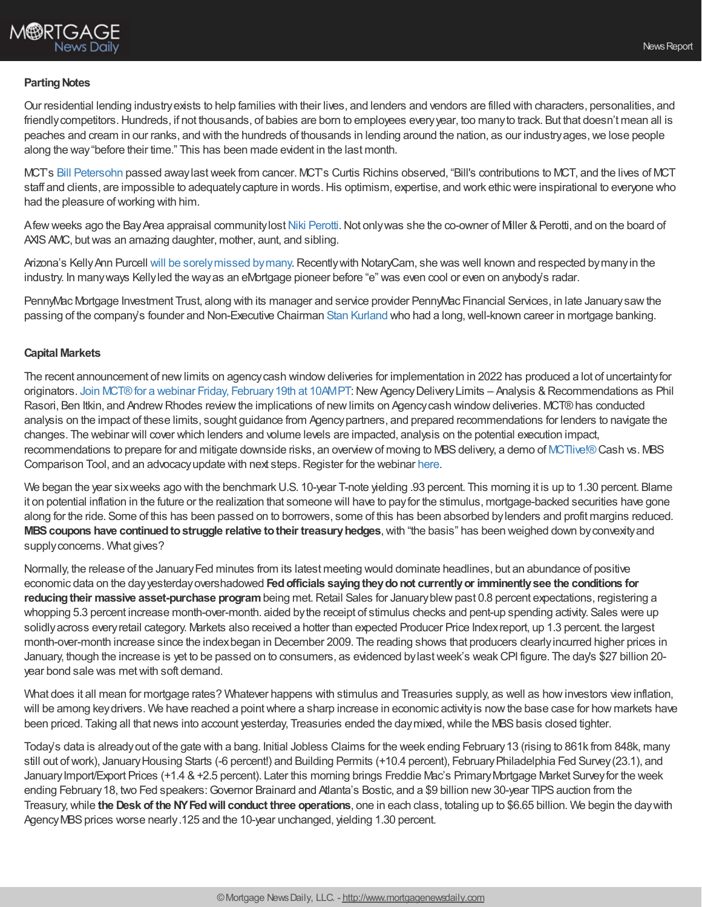### Parting Notes

Our residential lending industry exists to help families with their lives, and lenders and vendors are filled with characters, personalities, and friendly competitors. Hundreds, if not thousands, of babies are born to employees every year, too many to track. But that doesn't mean all is peaches and cream in our ranks, and with the hundreds of thousands in lending around the nation, as our industry ages, we lose people along the way "before their time." This has been made evident in the last month.

MCT's Bill Petersohn passed away last week from cancer. MCT's Curtis Richins observed, "Bill's contributions to MCT, and the lives of MCT staff and clients, are impossible to adequately capture in words. His optimism, expertise, and work ethic were inspirational to everyone who had the pleasure of working with him.

A few weeks ago the Bay Area appraisal community lost Niki Perotti. Not only was she the co-owner of Miller & Perotti, and on the board of AXIS AMC, but was an amazing daughter, mother, aunt, and sibling.

Arizona's Kelly Ann Purcell will be sorely missed by many. Recently with NotaryCam, she was well known and respected by many in the industry. In many ways Kelly led the way as an eMortgage pioneer before "e" was even cool or even on anybody's radar.

PennyMac Mortgage Investment Trust, along with its manager and service provider PennyMac Financial Services, in late January saw the passing of the company's founder and Non-Executive Chairman Stan Kurland who had a long, well-known career in mortgage banking.

### Capital Markets

The recent announcement of new limits on agency cash window deliveries for implementation in 2022 has produced a lot of uncertainty for originators. Join MCT® for a webinar Friday, February 19th at 10AM PT: New Agency Delivery Limits – Analysis & Recommendations as Phil Rasori, Ben Itkin, and Andrew Rhodes review the implications of new limits on Agency cash window deliveries. MCT® has conducted analysis on the impact of these limits, sought guidance from Agency partners, and prepared recommendations for lenders to navigate the changes. The webinar will cover which lenders and volume levels are impacted, analysis on the potential execution impact, recommendations to prepare for and mitigate downside risks, an overview of moving to MBS delivery, a demo of MCTlive!® Cash vs. MBS Comparison Tool, and an advocacy update with next steps. Register for the webinar here.

We began the year six weeks ago with the benchmark U.S. 10-year T-note yielding .93 percent. This morning it is up to 1.30 percent. Blame it on potential inflation in the future or the realization that someone will have to pay for the stimulus, mortgage-backed securities have gone along for the ride. Some of this has been passed on to borrowers, some of this has been absorbed by lenders and profit margins reduced. **MBS coupons have continued to struggle relative to their treasury hedges**, with "the basis" has been weighed down by convexity and supply concerns. What gives?

Normally, the release of the January Fed minutes from its latest meeting would dominate headlines, but an abundance of positive economic data on the day yesterday overshadowed **Fed officials saying they do not currently or imminently see the conditions for reducing their massive asset-purchase program** being met. Retail Sales for January blew past 0.8 percent expectations, registering a whopping 5.3 percent increase month-over-month. aided by the receipt of stimulus checks and pent-up spending activity. Sales were up solidly across every retail category. Markets also received a hotter than expected Producer Price Index report, up 1.3 percent. the largest month-over-month increase since the index began in December 2009. The reading shows that producers clearly incurred higher prices in January, though the increase is yet to be passed on to consumers, as evidenced by last week's weak CPI figure. The day's $27 billion 20-year bond sale was met with soft demand.

What does it all mean for mortgage rates? Whatever happens with stimulus and Treasuries supply, as well as how investors view inflation, will be among key drivers. We have reached a point where a sharp increase in economic activity is now the base case for how markets have been priced. Taking all that news into account yesterday, Treasuries ended the day mixed, while the MBS basis closed tighter.

Today's data is already out of the gate with a bang. Initial Jobless Claims for the week ending February 13 (rising to 861k from 848k, many still out of work), January Housing Starts (-6 percent!) and Building Permits (+10.4 percent), February Philadelphia Fed Survey (23.1), and January Import/Export Prices (+1.4 & +2.5 percent). Later this morning brings Freddie Mac's Primary Mortgage Market Survey for the week ending February 18, two Fed speakers: Governor Brainard and Atlanta's Bostic, and a $9 billion new 30-year TIPS auction from the Treasury, while **the Desk of the NY Fed will conduct three operations**, one in each class, totaling up to $6.65 billion. We begin the day with Agency MBS prices worse nearly .125 and the 10-year unchanged, yielding 1.30 percent.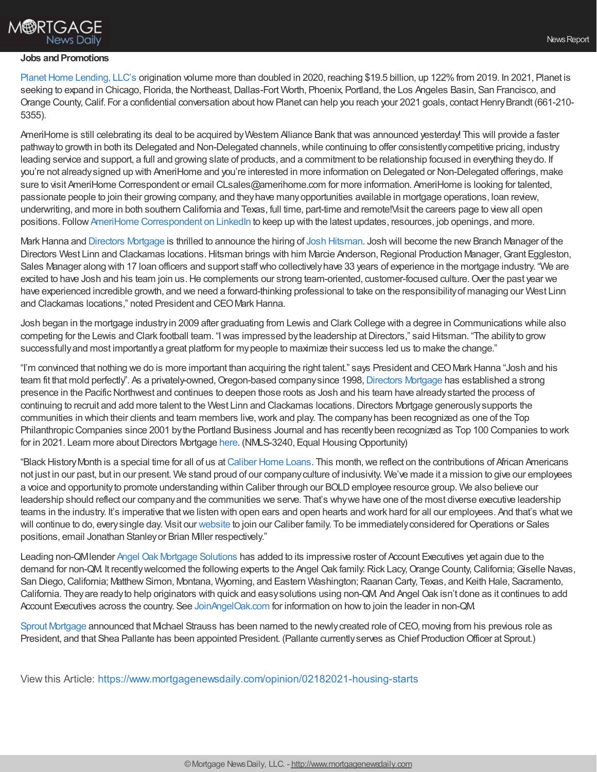**Jobs and Promotions**

Planet Home Lending, LLC's origination volume more than doubled in 2020, reaching $19.5 billion, up 122% from 2019. In 2021, Planet is seeking to expand in Chicago, Florida, the Northeast, Dallas-Fort Worth, Phoenix, Portland, the Los Angeles Basin, San Francisco, and Orange County, Calif. For a confidential conversation about how Planet can help you reach your 2021 goals, contact Henry Brandt (661-210-5355).

AmeriHome is still celebrating its deal to be acquired by Western Alliance Bank that was announced yesterday! This will provide a faster pathway to growth in both its Delegated and Non-Delegated channels, while continuing to offer consistently competitive pricing, industry leading service and support, a full and growing slate of products, and a commitment to be relationship focused in everything they do. If you're not already signed up with AmeriHome and you're interested in more information on Delegated or Non-Delegated offerings, make sure to visit AmeriHome Correspondent or email CLsales@amerihome.com for more information. AmeriHome is looking for talented, passionate people to join their growing company, and they have many opportunities available in mortgage operations, loan review, underwriting, and more in both southern California and Texas, full time, part-time and remote! Visit the careers page to view all open positions. Follow AmeriHome Correspondent on LinkedIn to keep up with the latest updates, resources, job openings, and more.

Mark Hanna and Directors Mortgage is thrilled to announce the hiring of Josh Hitsman. Josh will become the new Branch Manager of the Directors West Linn and Clackamas locations. Hitsman brings with him Marcie Anderson, Regional Production Manager, Grant Eggleston, Sales Manager along with 17 loan officers and support staff who collectively have 33 years of experience in the mortgage industry. "We are excited to have Josh and his team join us. He complements our strong team-oriented, customer-focused culture. Over the past year we have experienced incredible growth, and we need a forward-thinking professional to take on the responsibility of managing our West Linn and Clackamas locations," noted President and CEO Mark Hanna.

Josh began in the mortgage industry in 2009 after graduating from Lewis and Clark College with a degree in Communications while also competing for the Lewis and Clark football team. "I was impressed by the leadership at Directors," said Hitsman. "The ability to grow successfully and most importantly a great platform for my people to maximize their success led us to make the change."

"I'm convinced that nothing we do is more important than acquiring the right talent." says President and CEO Mark Hanna "Josh and his team fit that mold perfectly". As a privately-owned, Oregon-based company since 1998, Directors Mortgage has established a strong presence in the Pacific Northwest and continues to deepen those roots as Josh and his team have already started the process of continuing to recruit and add more talent to the West Linn and Clackamas locations. Directors Mortgage generously supports the communities in which their clients and team members live, work and play. The company has been recognized as one of the Top Philanthropic Companies since 2001 by the Portland Business Journal and has recently been recognized as Top 100 Companies to work for in 2021. Learn more about Directors Mortgage here. (NMLS-3240, Equal Housing Opportunity)

"Black History Month is a special time for all of us at Caliber Home Loans. This month, we reflect on the contributions of African Americans not just in our past, but in our present. We stand proud of our company culture of inclusivity. We've made it a mission to give our employees a voice and opportunity to promote understanding within Caliber through our BOLD employee resource group. We also believe our leadership should reflect our company and the communities we serve. That's why we have one of the most diverse executive leadership teams in the industry. It's imperative that we listen with open ears and open hearts and work hard for all our employees. And that's what we will continue to do, every single day. Visit our website to join our Caliber family. To be immediately considered for Operations or Sales positions, email Jonathan Stanley or Brian Miller respectively."

Leading non-QM lender Angel Oak Mortgage Solutions has added to its impressive roster of Account Executives yet again due to the demand for non-QM. It recently welcomed the following experts to the Angel Oak family: Rick Lacy, Orange County, California; Giselle Navas, San Diego, California; Matthew Simon, Montana, Wyoming, and Eastern Washington; Raanan Carty, Texas, and Keith Hale, Sacramento, California. They are ready to help originators with quick and easy solutions using non-QM. And Angel Oak isn't done as it continues to add Account Executives across the country. See JoinAngelOak.com for information on how to join the leader in non-QM.

Sprout Mortgage announced that Michael Strauss has been named to the newly created role of CEO, moving from his previous role as President, and that Shea Pallante has been appointed President. (Pallante currently serves as Chief Production Officer at Sprout.)

View this Article: https://www.mortgagenewsdaily.com/opinion/02182021-housing-starts